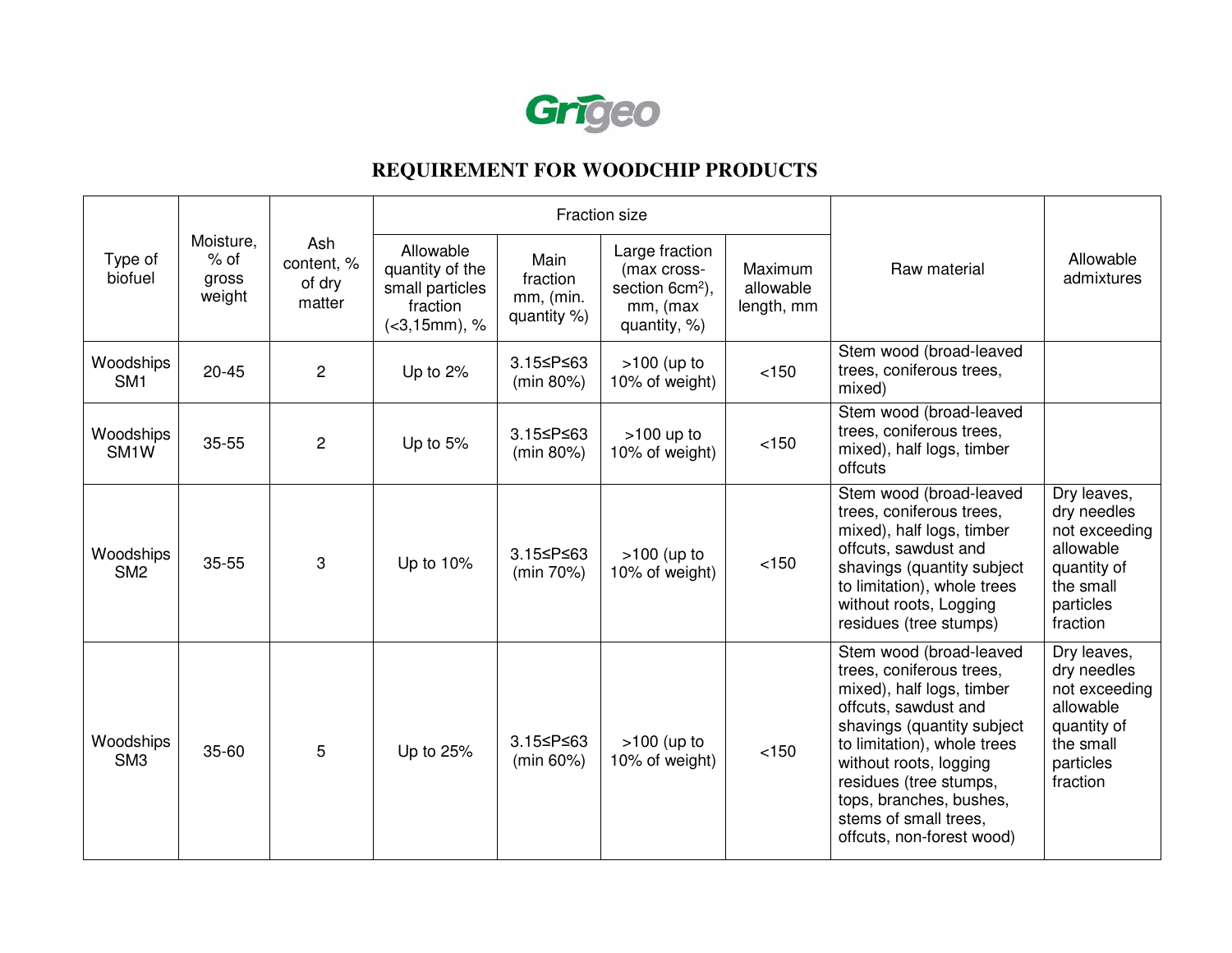Grigeo

# REQUIREMENT FOR WOODCHIP PRODUCTS

| Type of biofuel | Moisture, % of gross weight | Ash content, % of dry matter | Fraction size | | | | Raw material | Allowable admixtures |
|---|---|---|---|---|---|---|---|---|
| | | | Allowable quantity of the small particles fraction (<3,15mm), % | Main fraction mm, (min. quantity %) | Large fraction (max cross-section 6cm$^2$), mm, (max quantity, %) | Maximum allowable length, mm | | |
| Woodships SM1 | 20-45 | 2 | Up to 2% | 3.15≤P≤63 (min 80%) | >100 (up to 10% of weight) | <150 | Stem wood (broad-leaved trees, coniferous trees, mixed) | |
| Woodships SM1W | 35-55 | 2 | Up to 5% | 3.15≤P≤63 (min 80%) | >100 up to 10% of weight) | <150 | Stem wood (broad-leaved trees, coniferous trees, mixed), half logs, timber offcuts | |
| Woodships SM2 | 35-55 | 3 | Up to 10% | 3.15≤P≤63 (min 70%) | >100 (up to 10% of weight) | <150 | Stem wood (broad-leaved trees, coniferous trees, mixed), half logs, timber offcuts, sawdust and shavings (quantity subject to limitation), whole trees without roots, Logging residues (tree stumps) | Dry leaves, dry needles not exceeding allowable quantity of the small particles fraction |
| Woodships SM3 | 35-60 | 5 | Up to 25% | 3.15≤P≤63 (min 60%) | >100 (up to 10% of weight) | <150 | Stem wood (broad-leaved trees, coniferous trees, mixed), half logs, timber offcuts, sawdust and shavings (quantity subject to limitation), whole trees without roots, logging residues (tree stumps, tops, branches, bushes, stems of small trees, offcuts, non-forest wood) | Dry leaves, dry needles not exceeding allowable quantity of the small particles fraction |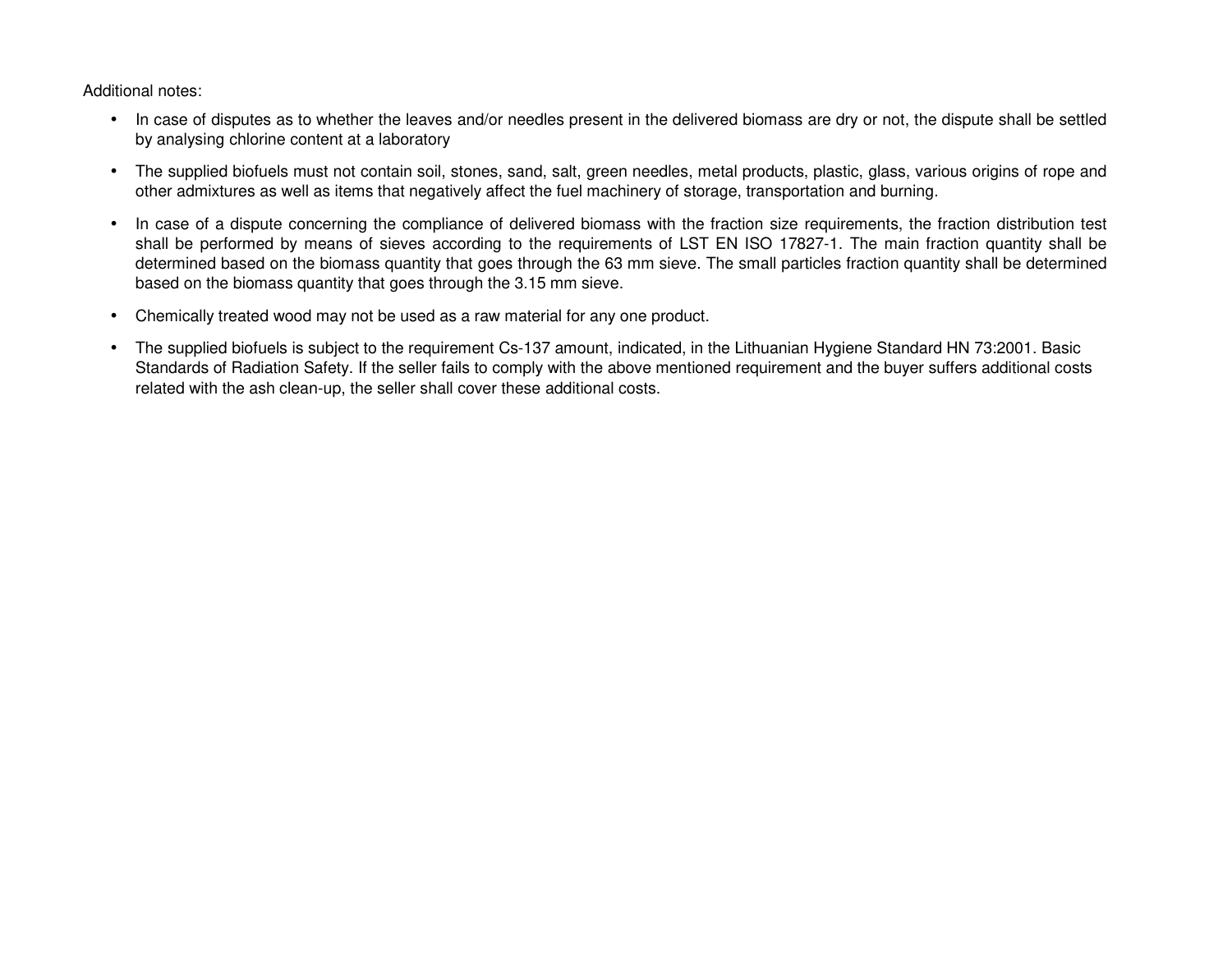Additional notes:

- In case of disputes as to whether the leaves and/or needles present in the delivered biomass are dry or not, the dispute shall be settled by analysing chlorine content at a laboratory
- The supplied biofuels must not contain soil, stones, sand, salt, green needles, metal products, plastic, glass, various origins of rope and other admixtures as well as items that negatively affect the fuel machinery of storage, transportation and burning.
- In case of a dispute concerning the compliance of delivered biomass with the fraction size requirements, the fraction distribution test shall be performed by means of sieves according to the requirements of LST EN ISO 17827-1. The main fraction quantity shall be determined based on the biomass quantity that goes through the 63 mm sieve. The small particles fraction quantity shall be determined based on the biomass quantity that goes through the 3.15 mm sieve.
- Chemically treated wood may not be used as a raw material for any one product.
- The supplied biofuels is subject to the requirement Cs-137 amount, indicated, in the Lithuanian Hygiene Standard HN 73:2001. Basic Standards of Radiation Safety. If the seller fails to comply with the above mentioned requirement and the buyer suffers additional costs related with the ash clean-up, the seller shall cover these additional costs.